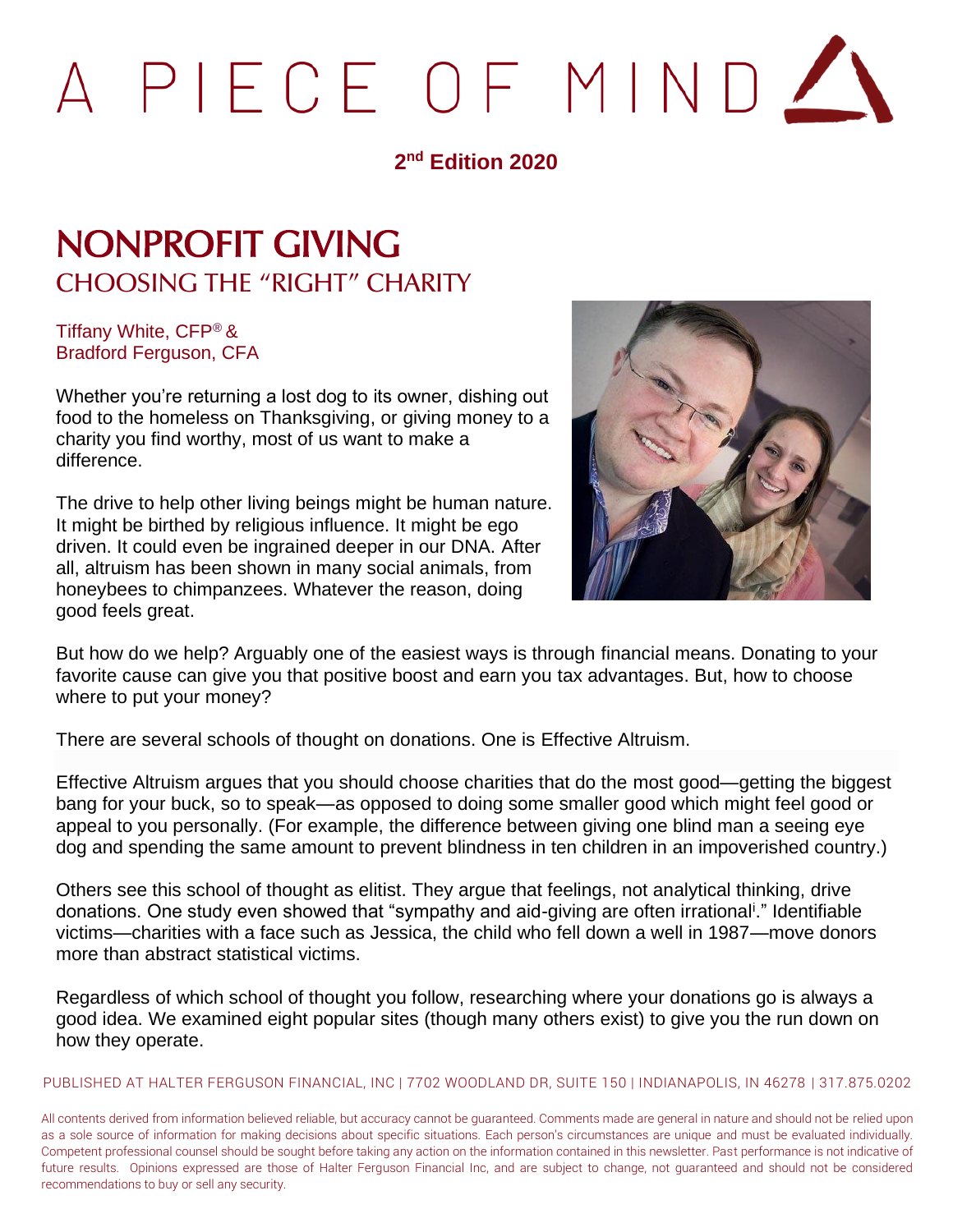# A PIECE OF MIND

**2nd Edition 2020**

## NONPROFIT GIVING
### CHOOSING THE "RIGHT" CHARITY

Tiffany White, CFP® &
Bradford Ferguson, CFA

Whether you're returning a lost dog to its owner, dishing out food to the homeless on Thanksgiving, or giving money to a charity you find worthy, most of us want to make a difference.

The drive to help other living beings might be human nature. It might be birthed by religious influence. It might be ego driven. It could even be ingrained deeper in our DNA. After all, altruism has been shown in many social animals, from honeybees to chimpanzees. Whatever the reason, doing good feels great.

But how do we help? Arguably one of the easiest ways is through financial means. Donating to your favorite cause can give you that positive boost and earn you tax advantages. But, how to choose where to put your money?

There are several schools of thought on donations. One is Effective Altruism.

Effective Altruism argues that you should choose charities that do the most good—getting the biggest bang for your buck, so to speak—as opposed to doing some smaller good which might feel good or appeal to you personally. (For example, the difference between giving one blind man a seeing eye dog and spending the same amount to prevent blindness in ten children in an impoverished country.)

Others see this school of thought as elitist. They argue that feelings, not analytical thinking, drive donations. One study even showed that "sympathy and aid-giving are often irrational[i]." Identifiable victims—charities with a face such as Jessica, the child who fell down a well in 1987—move donors more than abstract statistical victims.

Regardless of which school of thought you follow, researching where your donations go is always a good idea. We examined eight popular sites (though many others exist) to give you the run down on how they operate.

PUBLISHED AT HALTER FERGUSON FINANCIAL, INC | 7702 WOODLAND DR, SUITE 150 | INDIANAPOLIS, IN 46278 | 317.875.0202

All contents derived from information believed reliable, but accuracy cannot be guaranteed. Comments made are general in nature and should not be relied upon as a sole source of information for making decisions about specific situations. Each person's circumstances are unique and must be evaluated individually. Competent professional counsel should be sought before taking any action on the information contained in this newsletter. Past performance is not indicative of future results. Opinions expressed are those of Halter Ferguson Financial Inc, and are subject to change, not guaranteed and should not be considered recommendations to buy or sell any security.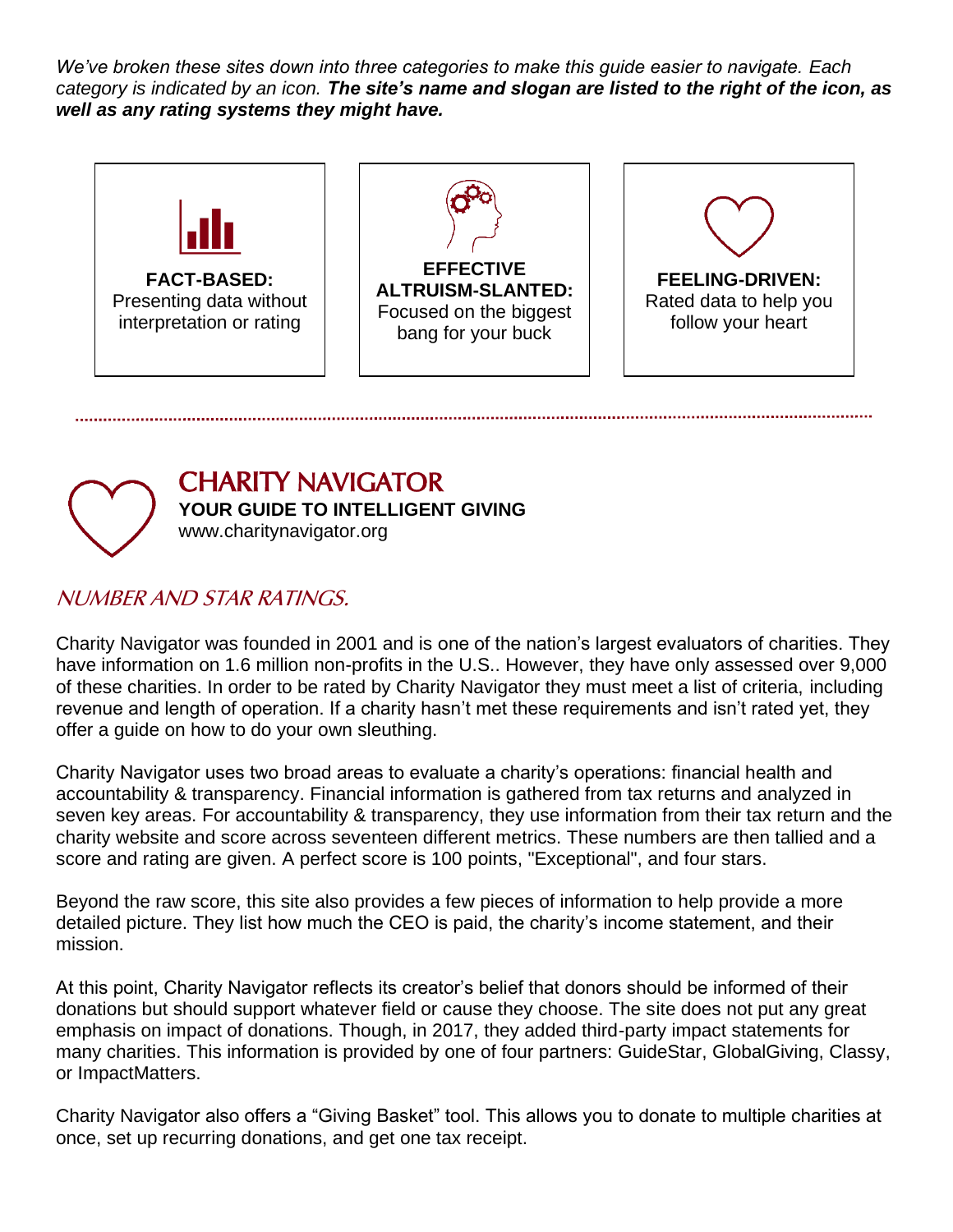*We've broken these sites down into three categories to make this guide easier to navigate. Each category is indicated by an icon.* ***The site's name and slogan are listed to the right of the icon, as well as any rating systems they might have.***

**FACT-BASED:** Presenting data without interpretation or rating

**EFFECTIVE ALTRUISM-SLANTED:** Focused on the biggest bang for your buck

**FEELING-DRIVEN:** Rated data to help you follow your heart

---

## CHARITY NAVIGATOR

**YOUR GUIDE TO INTELLIGENT GIVING**

www.charitynavigator.org

### *NUMBER AND STAR RATINGS.*

Charity Navigator was founded in 2001 and is one of the nation's largest evaluators of charities. They have information on 1.6 million non-profits in the U.S.. However, they have only assessed over 9,000 of these charities. In order to be rated by Charity Navigator they must meet a list of criteria, including revenue and length of operation. If a charity hasn't met these requirements and isn't rated yet, they offer a guide on how to do your own sleuthing.

Charity Navigator uses two broad areas to evaluate a charity's operations: financial health and accountability & transparency. Financial information is gathered from tax returns and analyzed in seven key areas. For accountability & transparency, they use information from their tax return and the charity website and score across seventeen different metrics. These numbers are then tallied and a score and rating are given. A perfect score is 100 points, "Exceptional", and four stars.

Beyond the raw score, this site also provides a few pieces of information to help provide a more detailed picture. They list how much the CEO is paid, the charity's income statement, and their mission.

At this point, Charity Navigator reflects its creator's belief that donors should be informed of their donations but should support whatever field or cause they choose. The site does not put any great emphasis on impact of donations. Though, in 2017, they added third-party impact statements for many charities. This information is provided by one of four partners: GuideStar, GlobalGiving, Classy, or ImpactMatters.

Charity Navigator also offers a "Giving Basket" tool. This allows you to donate to multiple charities at once, set up recurring donations, and get one tax receipt.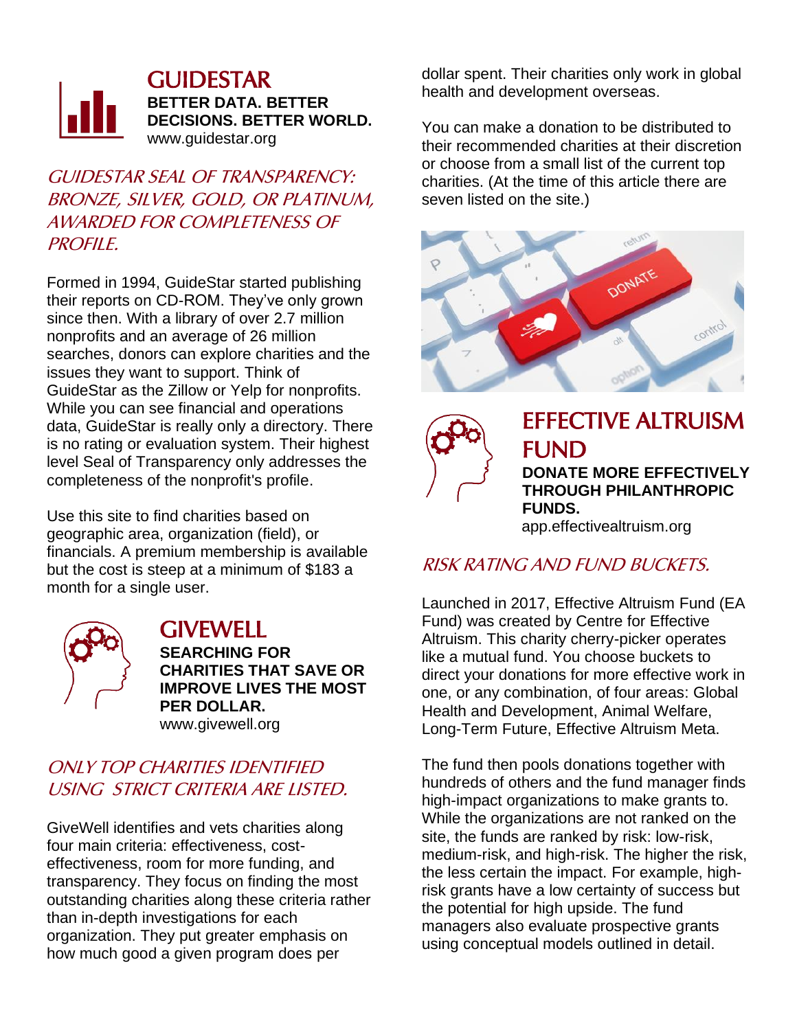## GUIDESTAR

**BETTER DATA. BETTER DECISIONS. BETTER WORLD.**
www.guidestar.org

### *GUIDESTAR SEAL OF TRANSPARENCY: BRONZE, SILVER, GOLD, OR PLATINUM, AWARDED FOR COMPLETENESS OF PROFILE.*

Formed in 1994, GuideStar started publishing their reports on CD-ROM. They've only grown since then. With a library of over 2.7 million nonprofits and an average of 26 million searches, donors can explore charities and the issues they want to support. Think of GuideStar as the Zillow or Yelp for nonprofits. While you can see financial and operations data, GuideStar is really only a directory. There is no rating or evaluation system. Their highest level Seal of Transparency only addresses the completeness of the nonprofit's profile.

Use this site to find charities based on geographic area, organization (field), or financials. A premium membership is available but the cost is steep at a minimum of $183 a month for a single user.

## GIVEWELL

**SEARCHING FOR CHARITIES THAT SAVE OR IMPROVE LIVES THE MOST PER DOLLAR.**
www.givewell.org

### *ONLY TOP CHARITIES IDENTIFIED USING STRICT CRITERIA ARE LISTED.*

GiveWell identifies and vets charities along four main criteria: effectiveness, cost-effectiveness, room for more funding, and transparency. They focus on finding the most outstanding charities along these criteria rather than in-depth investigations for each organization. They put greater emphasis on how much good a given program does per dollar spent. Their charities only work in global health and development overseas.

You can make a donation to be distributed to their recommended charities at their discretion or choose from a small list of the current top charities. (At the time of this article there are seven listed on the site.)

## EFFECTIVE ALTRUISM FUND

**DONATE MORE EFFECTIVELY THROUGH PHILANTHROPIC FUNDS.**
app.effectivealtruism.org

### *RISK RATING AND FUND BUCKETS.*

Launched in 2017, Effective Altruism Fund (EA Fund) was created by Centre for Effective Altruism. This charity cherry-picker operates like a mutual fund. You choose buckets to direct your donations for more effective work in one, or any combination, of four areas: Global Health and Development, Animal Welfare, Long-Term Future, Effective Altruism Meta.

The fund then pools donations together with hundreds of others and the fund manager finds high-impact organizations to make grants to. While the organizations are not ranked on the site, the funds are ranked by risk: low-risk, medium-risk, and high-risk. The higher the risk, the less certain the impact. For example, high-risk grants have a low certainty of success but the potential for high upside. The fund managers also evaluate prospective grants using conceptual models outlined in detail.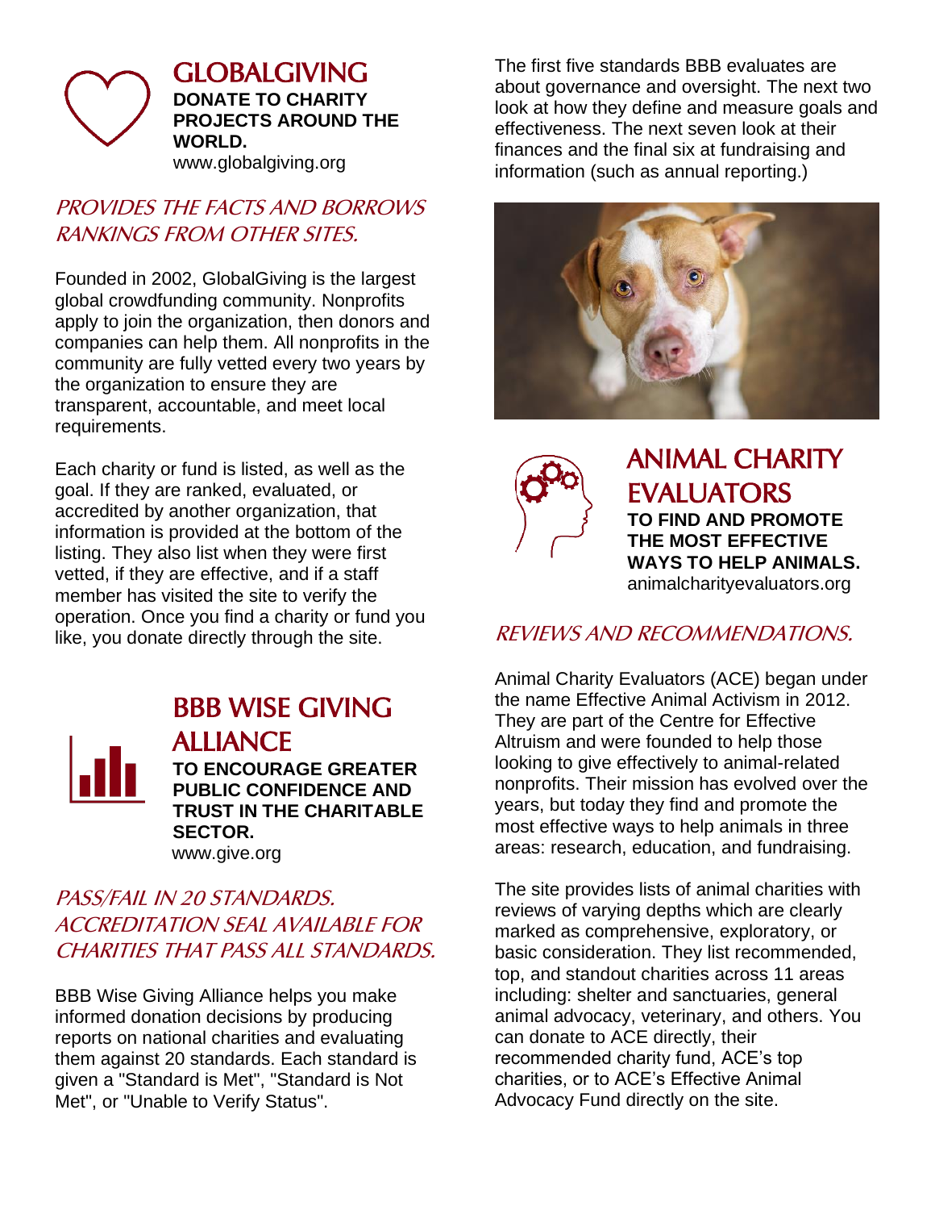## GLOBALGIVING

**DONATE TO CHARITY PROJECTS AROUND THE WORLD.**

www.globalgiving.org

### *PROVIDES THE FACTS AND BORROWS RANKINGS FROM OTHER SITES.*

Founded in 2002, GlobalGiving is the largest global crowdfunding community. Nonprofits apply to join the organization, then donors and companies can help them. All nonprofits in the community are fully vetted every two years by the organization to ensure they are transparent, accountable, and meet local requirements.

Each charity or fund is listed, as well as the goal. If they are ranked, evaluated, or accredited by another organization, that information is provided at the bottom of the listing. They also list when they were first vetted, if they are effective, and if a staff member has visited the site to verify the operation. Once you find a charity or fund you like, you donate directly through the site.

## BBB WISE GIVING ALLIANCE

**TO ENCOURAGE GREATER PUBLIC CONFIDENCE AND TRUST IN THE CHARITABLE SECTOR.**

www.give.org

### *PASS/FAIL IN 20 STANDARDS. ACCREDITATION SEAL AVAILABLE FOR CHARITIES THAT PASS ALL STANDARDS.*

BBB Wise Giving Alliance helps you make informed donation decisions by producing reports on national charities and evaluating them against 20 standards. Each standard is given a "Standard is Met", "Standard is Not Met", or "Unable to Verify Status".

The first five standards BBB evaluates are about governance and oversight. The next two look at how they define and measure goals and effectiveness. The next seven look at their finances and the final six at fundraising and information (such as annual reporting.)

## ANIMAL CHARITY EVALUATORS

**TO FIND AND PROMOTE THE MOST EFFECTIVE WAYS TO HELP ANIMALS.**

animalcharityevaluators.org

### *REVIEWS AND RECOMMENDATIONS.*

Animal Charity Evaluators (ACE) began under the name Effective Animal Activism in 2012. They are part of the Centre for Effective Altruism and were founded to help those looking to give effectively to animal-related nonprofits. Their mission has evolved over the years, but today they find and promote the most effective ways to help animals in three areas: research, education, and fundraising.

The site provides lists of animal charities with reviews of varying depths which are clearly marked as comprehensive, exploratory, or basic consideration. They list recommended, top, and standout charities across 11 areas including: shelter and sanctuaries, general animal advocacy, veterinary, and others. You can donate to ACE directly, their recommended charity fund, ACE's top charities, or to ACE's Effective Animal Advocacy Fund directly on the site.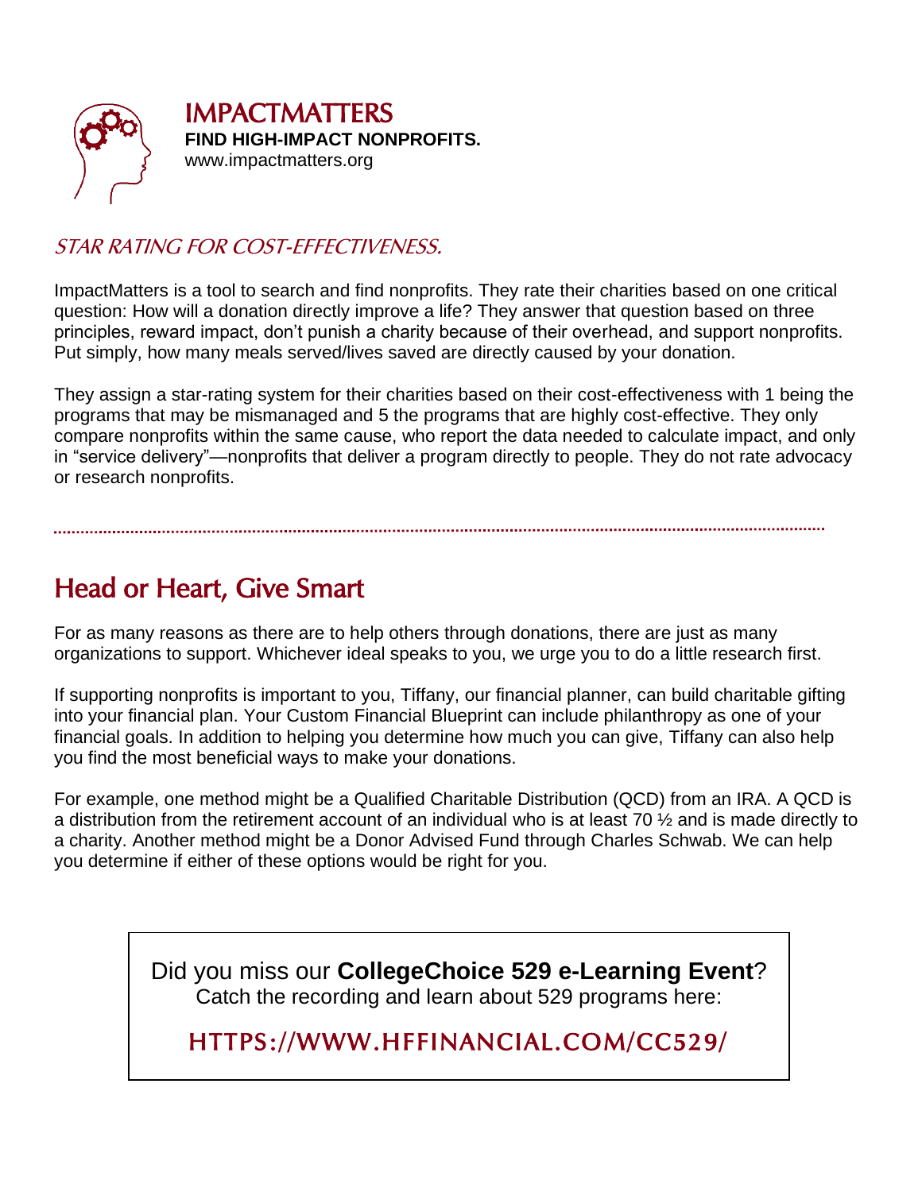## IMPACTMATTERS

**FIND HIGH-IMPACT NONPROFITS.**
www.impactmatters.org

### *STAR RATING FOR COST-EFFECTIVENESS.*

ImpactMatters is a tool to search and find nonprofits. They rate their charities based on one critical question: How will a donation directly improve a life? They answer that question based on three principles, reward impact, don't punish a charity because of their overhead, and support nonprofits. Put simply, how many meals served/lives saved are directly caused by your donation.

They assign a star-rating system for their charities based on their cost-effectiveness with 1 being the programs that may be mismanaged and 5 the programs that are highly cost-effective. They only compare nonprofits within the same cause, who report the data needed to calculate impact, and only in "service delivery"—nonprofits that deliver a program directly to people. They do not rate advocacy or research nonprofits.

---

## Head or Heart, Give Smart

For as many reasons as there are to help others through donations, there are just as many organizations to support. Whichever ideal speaks to you, we urge you to do a little research first.

If supporting nonprofits is important to you, Tiffany, our financial planner, can build charitable gifting into your financial plan. Your Custom Financial Blueprint can include philanthropy as one of your financial goals. In addition to helping you determine how much you can give, Tiffany can also help you find the most beneficial ways to make your donations.

For example, one method might be a Qualified Charitable Distribution (QCD) from an IRA. A QCD is a distribution from the retirement account of an individual who is at least 70 ½ and is made directly to a charity. Another method might be a Donor Advised Fund through Charles Schwab. We can help you determine if either of these options would be right for you.

Did you miss our **CollegeChoice 529 e-Learning Event**?
Catch the recording and learn about 529 programs here:

HTTPS://WWW.HFFINANCIAL.COM/CC529/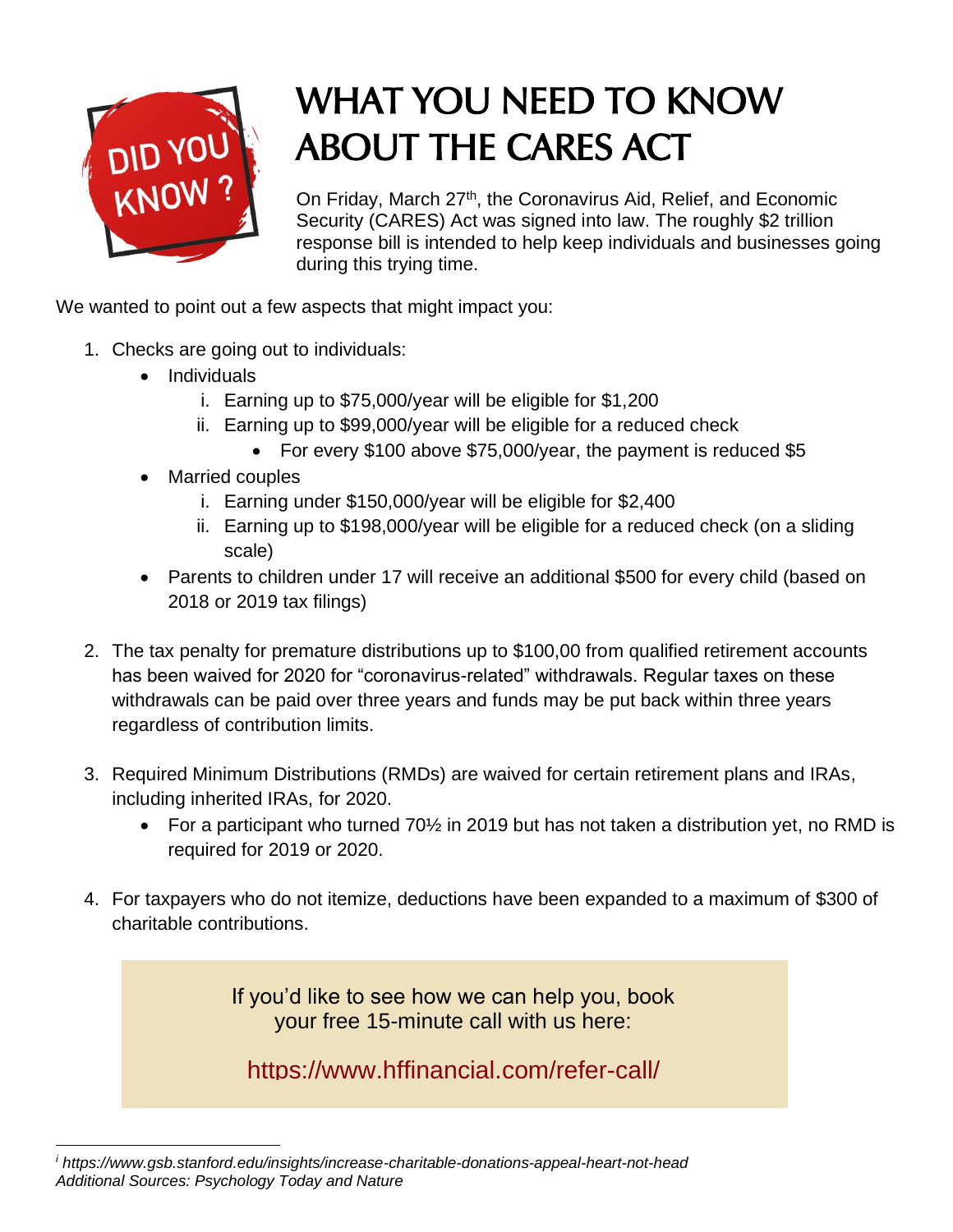DID YOU KNOW ?

# WHAT YOU NEED TO KNOW ABOUT THE CARES ACT

On Friday, March 27th, the Coronavirus Aid, Relief, and Economic Security (CARES) Act was signed into law. The roughly $2 trillion response bill is intended to help keep individuals and businesses going during this trying time.

We wanted to point out a few aspects that might impact you:

1. Checks are going out to individuals:
   - Individuals
     i. Earning up to $75,000/year will be eligible for $1,200
     ii. Earning up to $99,000/year will be eligible for a reduced check
         - For every $100 above $75,000/year, the payment is reduced $5
   - Married couples
     i. Earning under $150,000/year will be eligible for $2,400
     ii. Earning up to $198,000/year will be eligible for a reduced check (on a sliding scale)
   - Parents to children under 17 will receive an additional $500 for every child (based on 2018 or 2019 tax filings)

2. The tax penalty for premature distributions up to $100,00 from qualified retirement accounts has been waived for 2020 for "coronavirus-related" withdrawals. Regular taxes on these withdrawals can be paid over three years and funds may be put back within three years regardless of contribution limits.

3. Required Minimum Distributions (RMDs) are waived for certain retirement plans and IRAs, including inherited IRAs, for 2020.
   - For a participant who turned 70½ in 2019 but has not taken a distribution yet, no RMD is required for 2019 or 2020.

4. For taxpayers who do not itemize, deductions have been expanded to a maximum of $300 of charitable contributions.

> If you'd like to see how we can help you, book your free 15-minute call with us here:
>
> https://www.hffinancial.com/refer-call/

---

*[i] https://www.gsb.stanford.edu/insights/increase-charitable-donations-appeal-heart-not-head*
*Additional Sources: Psychology Today and Nature*